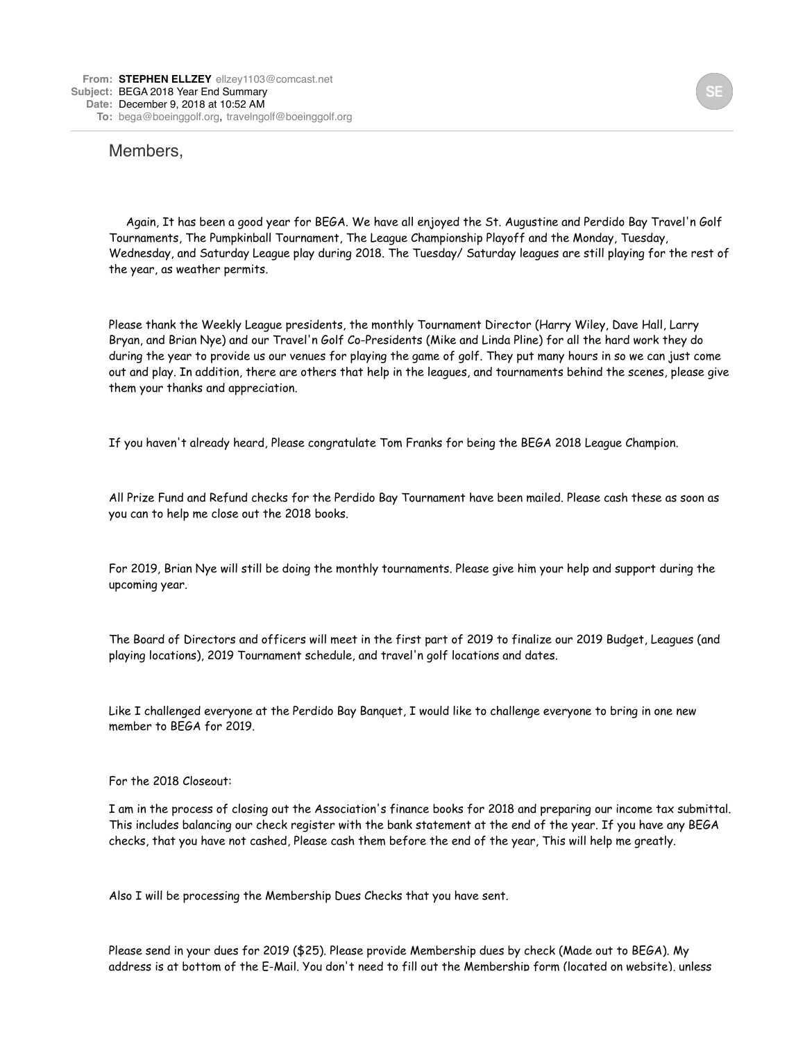**From:** **STEPHEN ELLZEY** ellzey1103@comcast.net
**Subject:** BEGA 2018 Year End Summary
**Date:** December 9, 2018 at 10:52 AM
**To:** bega@boeinggolf.org, travelngolf@boeinggolf.org

Members,

Again, It has been a good year for BEGA. We have all enjoyed the St. Augustine and Perdido Bay Travel'n Golf Tournaments, The Pumpkinball Tournament, The League Championship Playoff and the Monday, Tuesday, Wednesday, and Saturday League play during 2018. The Tuesday/ Saturday leagues are still playing for the rest of the year, as weather permits.

Please thank the Weekly League presidents, the monthly Tournament Director (Harry Wiley, Dave Hall, Larry Bryan, and Brian Nye) and our Travel'n Golf Co-Presidents (Mike and Linda Pline) for all the hard work they do during the year to provide us our venues for playing the game of golf. They put many hours in so we can just come out and play. In addition, there are others that help in the leagues, and tournaments behind the scenes, please give them your thanks and appreciation.

If you haven't already heard, Please congratulate Tom Franks for being the BEGA 2018 League Champion.

All Prize Fund and Refund checks for the Perdido Bay Tournament have been mailed. Please cash these as soon as you can to help me close out the 2018 books.

For 2019, Brian Nye will still be doing the monthly tournaments. Please give him your help and support during the upcoming year.

The Board of Directors and officers will meet in the first part of 2019 to finalize our 2019 Budget, Leagues (and playing locations), 2019 Tournament schedule, and travel'n golf locations and dates.

Like I challenged everyone at the Perdido Bay Banquet, I would like to challenge everyone to bring in one new member to BEGA for 2019.

For the 2018 Closeout:

I am in the process of closing out the Association's finance books for 2018 and preparing our income tax submittal. This includes balancing our check register with the bank statement at the end of the year. If you have any BEGA checks, that you have not cashed, Please cash them before the end of the year, This will help me greatly.

Also I will be processing the Membership Dues Checks that you have sent.

Please send in your dues for 2019 ($25). Please provide Membership dues by check (Made out to BEGA). My address is at bottom of the E-Mail. You don't need to fill out the Membership form (located on website), unless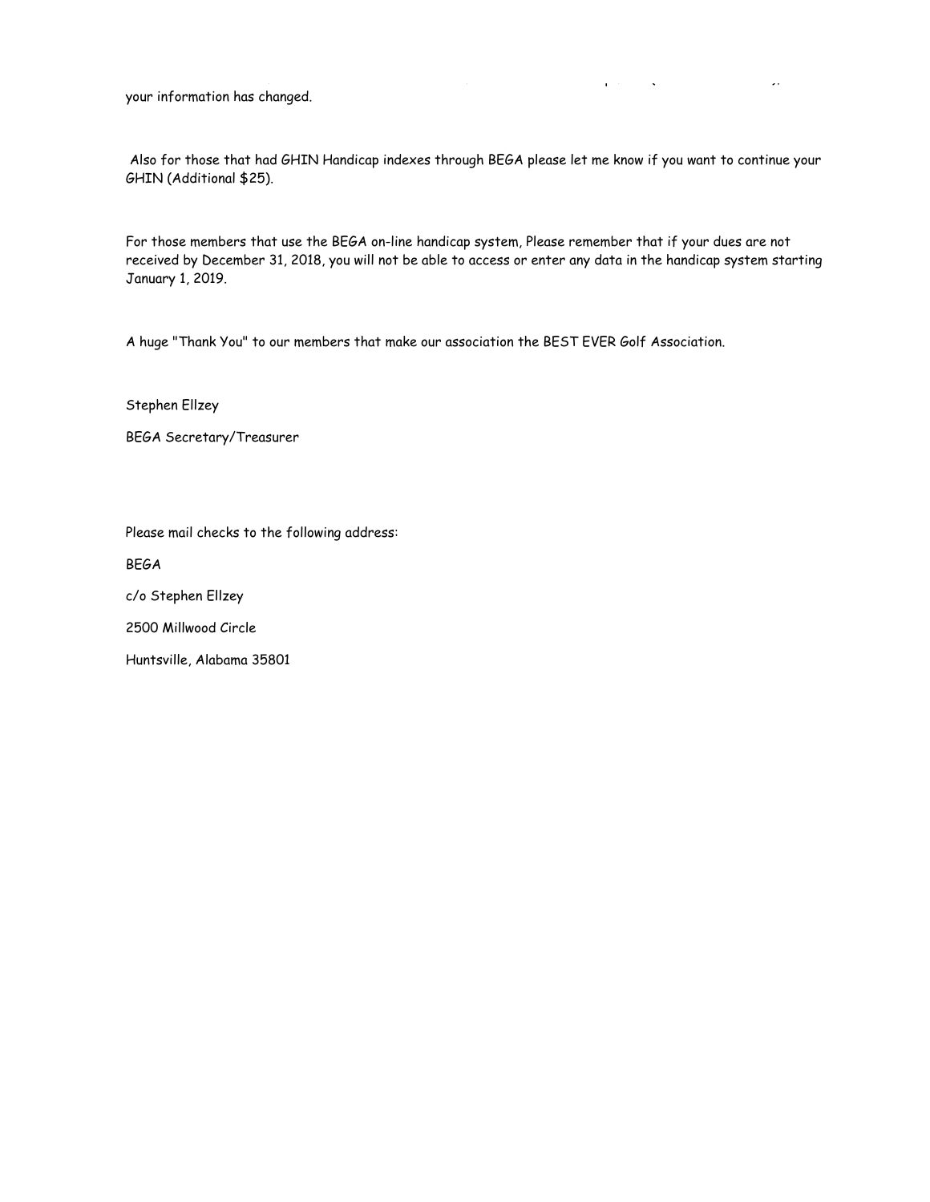your information has changed.

Also for those that had GHIN Handicap indexes through BEGA please let me know if you want to continue your GHIN (Additional $25).

For those members that use the BEGA on-line handicap system, Please remember that if your dues are not received by December 31, 2018, you will not be able to access or enter any data in the handicap system starting January 1, 2019.

A huge "Thank You" to our members that make our association the BEST EVER Golf Association.

Stephen Ellzey

BEGA Secretary/Treasurer

Please mail checks to the following address:

BEGA

c/o Stephen Ellzey

2500 Millwood Circle

Huntsville, Alabama 35801